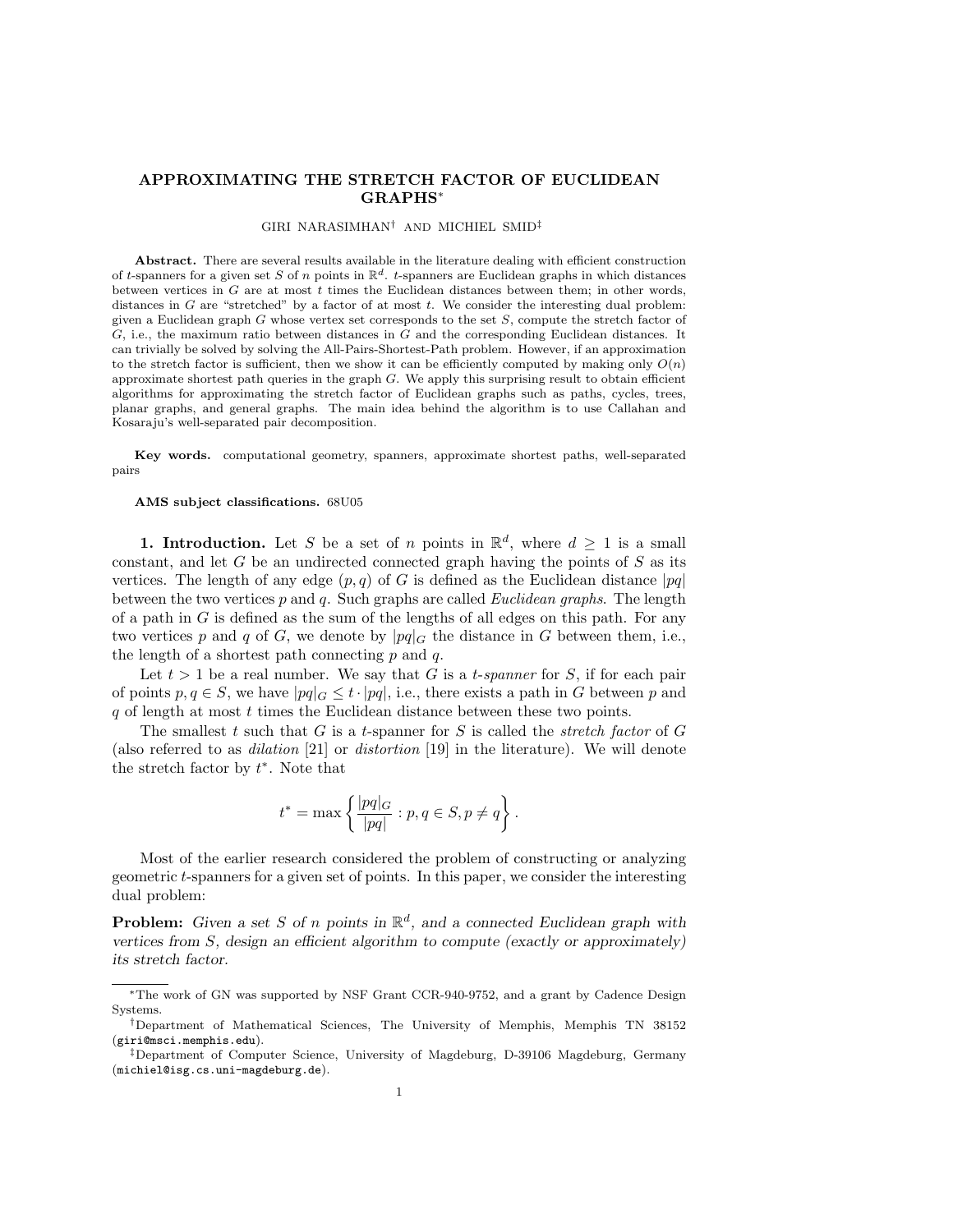# APPROXIMATING THE STRETCH FACTOR OF EUCLIDEAN GRAPHS*

GIRI NARASIMHAN† AND MICHIEL SMID‡

**Abstract.** There are several results available in the literature dealing with efficient construction of $t$-spanners for a given set $S$ of $n$ points in $\mathbb{R}^d$. $t$-spanners are Euclidean graphs in which distances between vertices in $G$ are at most $t$ times the Euclidean distances between them; in other words, distances in $G$ are "stretched" by a factor of at most $t$. We consider the interesting dual problem: given a Euclidean graph $G$ whose vertex set corresponds to the set $S$, compute the stretch factor of $G$, i.e., the maximum ratio between distances in $G$ and the corresponding Euclidean distances. It can trivially be solved by solving the All-Pairs-Shortest-Path problem. However, if an approximation to the stretch factor is sufficient, then we show it can be efficiently computed by making only $O(n)$ approximate shortest path queries in the graph $G$. We apply this surprising result to obtain efficient algorithms for approximating the stretch factor of Euclidean graphs such as paths, cycles, trees, planar graphs, and general graphs. The main idea behind the algorithm is to use Callahan and Kosaraju's well-separated pair decomposition.

**Key words.** computational geometry, spanners, approximate shortest paths, well-separated pairs

**AMS subject classifications.** 68U05

## 1. Introduction.

Let $S$ be a set of $n$ points in $\mathbb{R}^d$, where $d \geq 1$ is a small constant, and let $G$ be an undirected connected graph having the points of $S$ as its vertices. The length of any edge $(p, q)$ of $G$ is defined as the Euclidean distance $|pq|$ between the two vertices $p$ and $q$. Such graphs are called *Euclidean graphs*. The length of a path in $G$ is defined as the sum of the lengths of all edges on this path. For any two vertices $p$ and $q$ of $G$, we denote by $|pq|_G$ the distance in $G$ between them, i.e., the length of a shortest path connecting $p$ and $q$.

Let $t > 1$ be a real number. We say that $G$ is a *$t$-spanner* for $S$, if for each pair of points $p, q \in S$, we have $|pq|_G \leq t \cdot |pq|$, i.e., there exists a path in $G$ between $p$ and $q$ of length at most $t$ times the Euclidean distance between these two points.

The smallest $t$ such that $G$ is a $t$-spanner for $S$ is called the *stretch factor* of $G$ (also referred to as *dilation* [21] or *distortion* [19] in the literature). We will denote the stretch factor by $t^*$. Note that

$$t^* = \max \left\{ \frac{|pq|_G}{|pq|} : p, q \in S, p \neq q \right\}.$$

Most of the earlier research considered the problem of constructing or analyzing geometric $t$-spanners for a given set of points. In this paper, we consider the interesting dual problem:

**Problem:** *Given a set $S$ of $n$ points in $\mathbb{R}^d$, and a connected Euclidean graph with vertices from $S$, design an efficient algorithm to compute (exactly or approximately) its stretch factor.*

---

*The work of GN was supported by NSF Grant CCR-940-9752, and a grant by Cadence Design Systems.

†Department of Mathematical Sciences, The University of Memphis, Memphis TN 38152 (giri@msci.memphis.edu).

‡Department of Computer Science, University of Magdeburg, D-39106 Magdeburg, Germany (michiel@isg.cs.uni-magdeburg.de).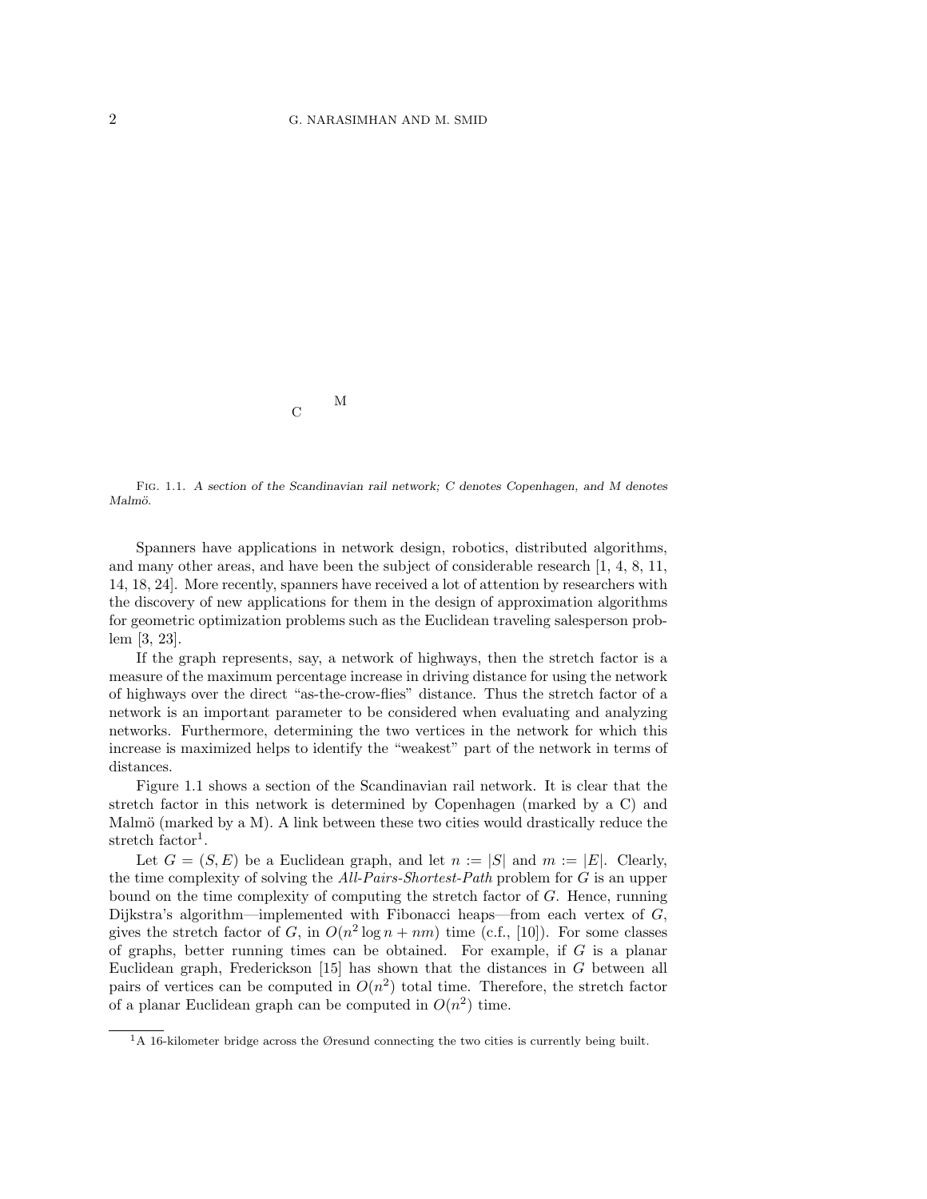C M

FIG. 1.1. *A section of the Scandinavian rail network; C denotes Copenhagen, and M denotes Malmö.*

Spanners have applications in network design, robotics, distributed algorithms, and many other areas, and have been the subject of considerable research [1, 4, 8, 11, 14, 18, 24]. More recently, spanners have received a lot of attention by researchers with the discovery of new applications for them in the design of approximation algorithms for geometric optimization problems such as the Euclidean traveling salesperson problem [3, 23].

If the graph represents, say, a network of highways, then the stretch factor is a measure of the maximum percentage increase in driving distance for using the network of highways over the direct "as-the-crow-flies" distance. Thus the stretch factor of a network is an important parameter to be considered when evaluating and analyzing networks. Furthermore, determining the two vertices in the network for which this increase is maximized helps to identify the "weakest" part of the network in terms of distances.

Figure 1.1 shows a section of the Scandinavian rail network. It is clear that the stretch factor in this network is determined by Copenhagen (marked by a C) and Malmö (marked by a M). A link between these two cities would drastically reduce the stretch factor[1].

Let $G = (S, E)$ be a Euclidean graph, and let $n := |S|$ and $m := |E|$. Clearly, the time complexity of solving the *All-Pairs-Shortest-Path* problem for $G$ is an upper bound on the time complexity of computing the stretch factor of $G$. Hence, running Dijkstra's algorithm—implemented with Fibonacci heaps—from each vertex of $G$, gives the stretch factor of $G$, in $O(n^2 \log n + nm)$ time (c.f., [10]). For some classes of graphs, better running times can be obtained. For example, if $G$ is a planar Euclidean graph, Frederickson [15] has shown that the distances in $G$ between all pairs of vertices can be computed in $O(n^2)$ total time. Therefore, the stretch factor of a planar Euclidean graph can be computed in $O(n^2)$ time.

[1] A 16-kilometer bridge across the Øresund connecting the two cities is currently being built.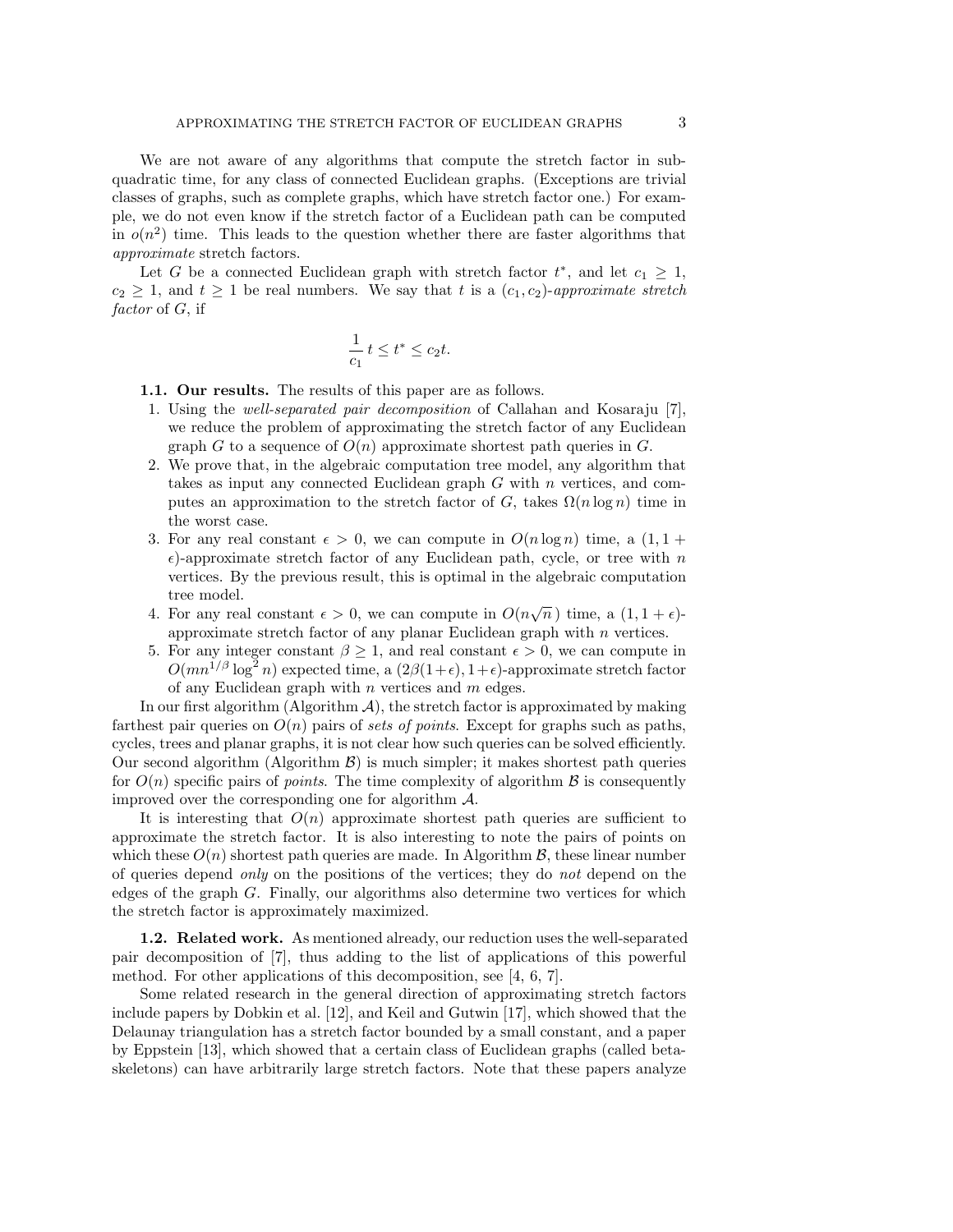We are not aware of any algorithms that compute the stretch factor in subquadratic time, for any class of connected Euclidean graphs. (Exceptions are trivial classes of graphs, such as complete graphs, which have stretch factor one.) For example, we do not even know if the stretch factor of a Euclidean path can be computed in $o(n^2)$ time. This leads to the question whether there are faster algorithms that *approximate* stretch factors.

Let $G$ be a connected Euclidean graph with stretch factor $t^*$, and let $c_1 \geq 1$, $c_2 \geq 1$, and $t \geq 1$ be real numbers. We say that $t$ is a $(c_1, c_2)$-*approximate stretch factor* of $G$, if

$$\frac{1}{c_1}\, t \leq t^* \leq c_2 t.$$

**1.1. Our results.** The results of this paper are as follows.

1. Using the *well-separated pair decomposition* of Callahan and Kosaraju [7], we reduce the problem of approximating the stretch factor of any Euclidean graph $G$ to a sequence of $O(n)$ approximate shortest path queries in $G$.
2. We prove that, in the algebraic computation tree model, any algorithm that takes as input any connected Euclidean graph $G$ with $n$ vertices, and computes an approximation to the stretch factor of $G$, takes $\Omega(n \log n)$ time in the worst case.
3. For any real constant $\epsilon > 0$, we can compute in $O(n \log n)$ time, a $(1, 1+\epsilon)$-approximate stretch factor of any Euclidean path, cycle, or tree with $n$ vertices. By the previous result, this is optimal in the algebraic computation tree model.
4. For any real constant $\epsilon > 0$, we can compute in $O(n\sqrt{n})$ time, a $(1, 1+\epsilon)$-approximate stretch factor of any planar Euclidean graph with $n$ vertices.
5. For any integer constant $\beta \geq 1$, and real constant $\epsilon > 0$, we can compute in $O(mn^{1/\beta} \log^2 n)$ expected time, a $(2\beta(1+\epsilon), 1+\epsilon)$-approximate stretch factor of any Euclidean graph with $n$ vertices and $m$ edges.

In our first algorithm (Algorithm $\mathcal{A}$), the stretch factor is approximated by making farthest pair queries on $O(n)$ pairs of *sets of points*. Except for graphs such as paths, cycles, trees and planar graphs, it is not clear how such queries can be solved efficiently. Our second algorithm (Algorithm $\mathcal{B}$) is much simpler; it makes shortest path queries for $O(n)$ specific pairs of *points*. The time complexity of algorithm $\mathcal{B}$ is consequently improved over the corresponding one for algorithm $\mathcal{A}$.

It is interesting that $O(n)$ approximate shortest path queries are sufficient to approximate the stretch factor. It is also interesting to note the pairs of points on which these $O(n)$ shortest path queries are made. In Algorithm $\mathcal{B}$, these linear number of queries depend *only* on the positions of the vertices; they do *not* depend on the edges of the graph $G$. Finally, our algorithms also determine two vertices for which the stretch factor is approximately maximized.

**1.2. Related work.** As mentioned already, our reduction uses the well-separated pair decomposition of [7], thus adding to the list of applications of this powerful method. For other applications of this decomposition, see [4, 6, 7].

Some related research in the general direction of approximating stretch factors include papers by Dobkin et al. [12], and Keil and Gutwin [17], which showed that the Delaunay triangulation has a stretch factor bounded by a small constant, and a paper by Eppstein [13], which showed that a certain class of Euclidean graphs (called beta-skeletons) can have arbitrarily large stretch factors. Note that these papers analyze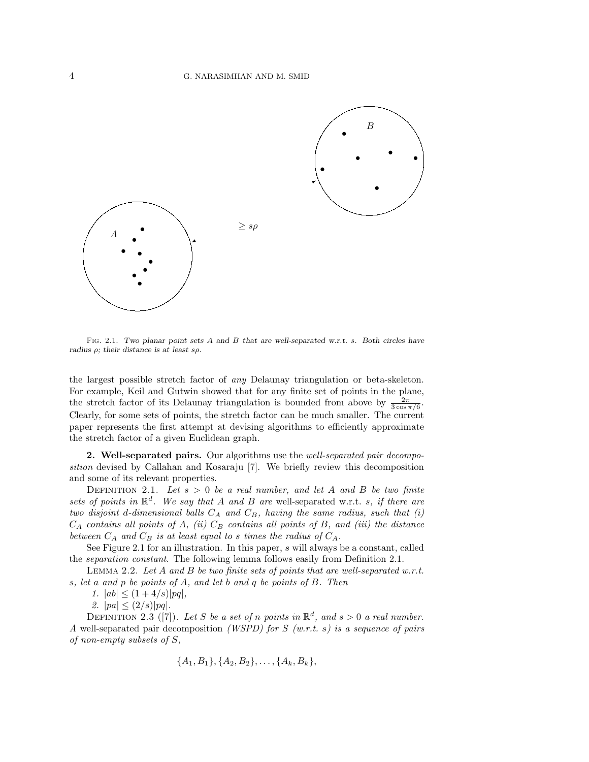Fig. 2.1. *Two planar point sets $A$ and $B$ that are well-separated w.r.t. $s$. Both circles have radius $\rho$; their distance is at least $s\rho$.*

the largest possible stretch factor of *any* Delaunay triangulation or beta-skeleton. For example, Keil and Gutwin showed that for any finite set of points in the plane, the stretch factor of its Delaunay triangulation is bounded from above by $\frac{2\pi}{3\cos\pi/6}$. Clearly, for some sets of points, the stretch factor can be much smaller. The current paper represents the first attempt at devising algorithms to efficiently approximate the stretch factor of a given Euclidean graph.

## 2. Well-separated pairs.

Our algorithms use the *well-separated pair decomposition* devised by Callahan and Kosaraju [7]. We briefly review this decomposition and some of its relevant properties.

Definition 2.1. *Let $s > 0$ be a real number, and let $A$ and $B$ be two finite sets of points in $\mathbb{R}^d$. We say that $A$ and $B$ are* well-separated w.r.t. $s$*, if there are two disjoint $d$-dimensional balls $C_A$ and $C_B$, having the same radius, such that (i) $C_A$ contains all points of $A$, (ii) $C_B$ contains all points of $B$, and (iii) the distance between $C_A$ and $C_B$ is at least equal to $s$ times the radius of $C_A$.*

See Figure 2.1 for an illustration. In this paper, $s$ will always be a constant, called the *separation constant*. The following lemma follows easily from Definition 2.1.

Lemma 2.2. *Let $A$ and $B$ be two finite sets of points that are well-separated w.r.t. $s$, let $a$ and $p$ be points of $A$, and let $b$ and $q$ be points of $B$. Then*

1. $|ab| \leq (1 + 4/s)|pq|$,
2. $|pa| \leq (2/s)|pq|$.

Definition 2.3 ([7]). *Let $S$ be a set of $n$ points in $\mathbb{R}^d$, and $s > 0$ a real number. A* well-separated pair decomposition *(WSPD) for $S$ (w.r.t. $s$) is a sequence of pairs of non-empty subsets of $S$,*

$$\{A_1, B_1\}, \{A_2, B_2\}, \ldots, \{A_k, B_k\},$$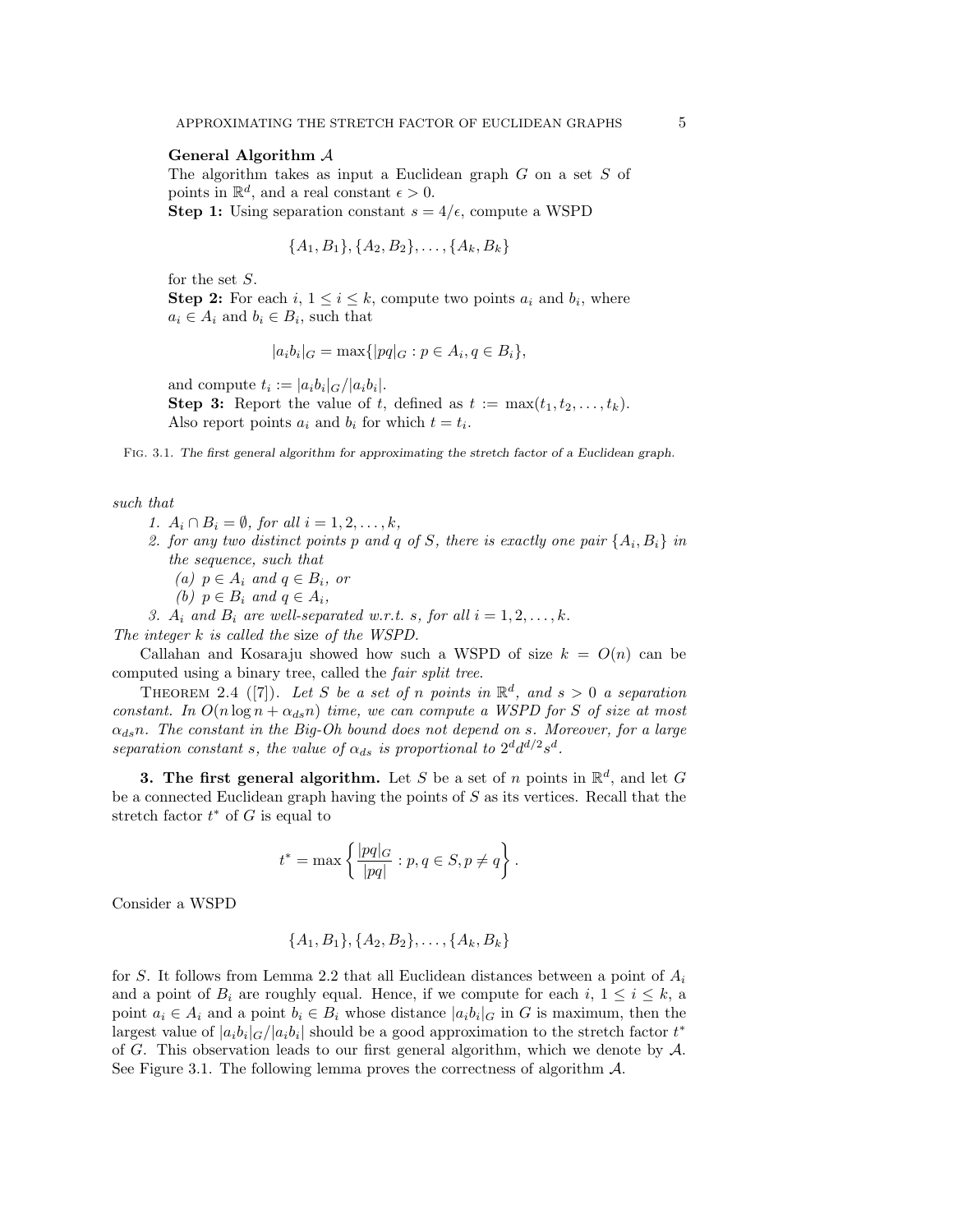**General Algorithm $\mathcal{A}$**

The algorithm takes as input a Euclidean graph $G$ on a set $S$ of points in $\mathbb{R}^d$, and a real constant $\epsilon > 0$.

**Step 1:** Using separation constant $s = 4/\epsilon$, compute a WSPD

$$\{A_1, B_1\}, \{A_2, B_2\}, \ldots, \{A_k, B_k\}$$

for the set $S$.

**Step 2:** For each $i$, $1 \leq i \leq k$, compute two points $a_i$ and $b_i$, where $a_i \in A_i$ and $b_i \in B_i$, such that

$$|a_i b_i|_G = \max\{|pq|_G : p \in A_i, q \in B_i\},$$

and compute $t_i := |a_i b_i|_G / |a_i b_i|$.

**Step 3:** Report the value of $t$, defined as $t := \max(t_1, t_2, \ldots, t_k)$. Also report points $a_i$ and $b_i$ for which $t = t_i$.

Fig. 3.1. *The first general algorithm for approximating the stretch factor of a Euclidean graph.*

*such that*

1. $A_i \cap B_i = \emptyset$, *for all* $i = 1, 2, \ldots, k$,
2. *for any two distinct points* $p$ *and* $q$ *of* $S$, *there is exactly one pair* $\{A_i, B_i\}$ *in the sequence, such that*
   (a) $p \in A_i$ *and* $q \in B_i$, *or*
   (b) $p \in B_i$ *and* $q \in A_i$,
3. $A_i$ *and* $B_i$ *are well-separated w.r.t.* $s$, *for all* $i = 1, 2, \ldots, k$.

*The integer* $k$ *is called the* size *of the WSPD.*

Callahan and Kosaraju showed how such a WSPD of size $k = O(n)$ can be computed using a binary tree, called the *fair split tree*.

Theorem 2.4 ([7]). *Let* $S$ *be a set of* $n$ *points in* $\mathbb{R}^d$, *and* $s > 0$ *a separation constant. In* $O(n \log n + \alpha_{ds} n)$ *time, we can compute a WSPD for* $S$ *of size at most* $\alpha_{ds} n$. *The constant in the Big-Oh bound does not depend on* $s$. *Moreover, for a large separation constant* $s$, *the value of* $\alpha_{ds}$ *is proportional to* $2^d d^{d/2} s^d$.

## 3. The first general algorithm.

Let $S$ be a set of $n$ points in $\mathbb{R}^d$, and let $G$ be a connected Euclidean graph having the points of $S$ as its vertices. Recall that the stretch factor $t^*$ of $G$ is equal to

$$t^* = \max\left\{\frac{|pq|_G}{|pq|} : p, q \in S, p \neq q\right\}.$$

Consider a WSPD

$$\{A_1, B_1\}, \{A_2, B_2\}, \ldots, \{A_k, B_k\}$$

for $S$. It follows from Lemma 2.2 that all Euclidean distances between a point of $A_i$ and a point of $B_i$ are roughly equal. Hence, if we compute for each $i$, $1 \leq i \leq k$, a point $a_i \in A_i$ and a point $b_i \in B_i$ whose distance $|a_i b_i|_G$ in $G$ is maximum, then the largest value of $|a_i b_i|_G / |a_i b_i|$ should be a good approximation to the stretch factor $t^*$ of $G$. This observation leads to our first general algorithm, which we denote by $\mathcal{A}$. See Figure 3.1. The following lemma proves the correctness of algorithm $\mathcal{A}$.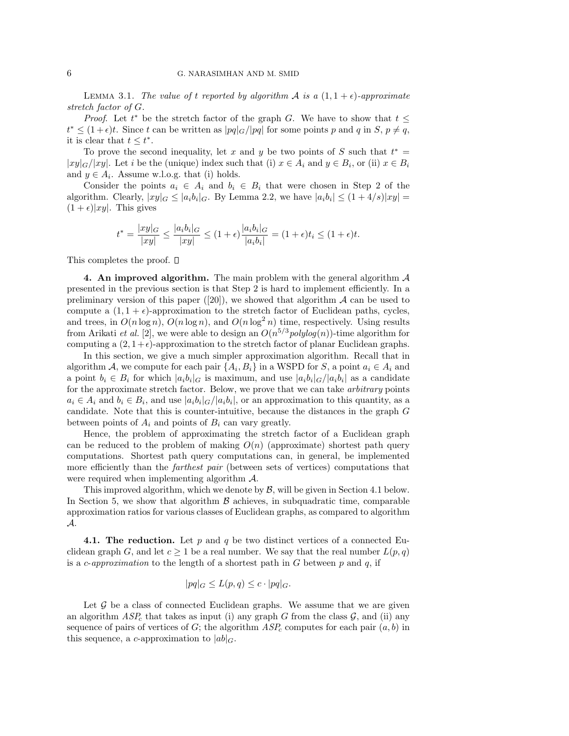LEMMA 3.1. *The value of $t$ reported by algorithm $\mathcal{A}$ is a $(1, 1+\epsilon)$-approximate stretch factor of $G$.*

*Proof*. Let $t^*$ be the stretch factor of the graph $G$. We have to show that $t \leq t^* \leq (1+\epsilon)t$. Since $t$ can be written as $|pq|_G/|pq|$ for some points $p$ and $q$ in $S$, $p \neq q$, it is clear that $t \leq t^*$.

To prove the second inequality, let $x$ and $y$ be two points of $S$ such that $t^* = |xy|_G/|xy|$. Let $i$ be the (unique) index such that (i) $x \in A_i$ and $y \in B_i$, or (ii) $x \in B_i$ and $y \in A_i$. Assume w.l.o.g. that (i) holds.

Consider the points $a_i \in A_i$ and $b_i \in B_i$ that were chosen in Step 2 of the algorithm. Clearly, $|xy|_G \leq |a_i b_i|_G$. By Lemma 2.2, we have $|a_i b_i| \leq (1+4/s)|xy| = (1+\epsilon)|xy|$. This gives

$$t^* = \frac{|xy|_G}{|xy|} \leq \frac{|a_i b_i|_G}{|xy|} \leq (1+\epsilon)\frac{|a_i b_i|_G}{|a_i b_i|} = (1+\epsilon)t_i \leq (1+\epsilon)t.$$

This completes the proof. □

**4. An improved algorithm.** The main problem with the general algorithm $\mathcal{A}$ presented in the previous section is that Step 2 is hard to implement efficiently. In a preliminary version of this paper ([20]), we showed that algorithm $\mathcal{A}$ can be used to compute a $(1, 1+\epsilon)$-approximation to the stretch factor of Euclidean paths, cycles, and trees, in $O(n \log n)$, $O(n \log n)$, and $O(n \log^2 n)$ time, respectively. Using results from Arikati *et al.* [2], we were able to design an $O(n^{5/3} polylog(n))$-time algorithm for computing a $(2, 1+\epsilon)$-approximation to the stretch factor of planar Euclidean graphs.

In this section, we give a much simpler approximation algorithm. Recall that in algorithm $\mathcal{A}$, we compute for each pair $\{A_i, B_i\}$ in a WSPD for $S$, a point $a_i \in A_i$ and a point $b_i \in B_i$ for which $|a_i b_i|_G$ is maximum, and use $|a_i b_i|_G/|a_i b_i|$ as a candidate for the approximate stretch factor. Below, we prove that we can take *arbitrary* points $a_i \in A_i$ and $b_i \in B_i$, and use $|a_i b_i|_G/|a_i b_i|$, or an approximation to this quantity, as a candidate. Note that this is counter-intuitive, because the distances in the graph $G$ between points of $A_i$ and points of $B_i$ can vary greatly.

Hence, the problem of approximating the stretch factor of a Euclidean graph can be reduced to the problem of making $O(n)$ (approximate) shortest path query computations. Shortest path query computations can, in general, be implemented more efficiently than the *farthest pair* (between sets of vertices) computations that were required when implementing algorithm $\mathcal{A}$.

This improved algorithm, which we denote by $\mathcal{B}$, will be given in Section 4.1 below. In Section 5, we show that algorithm $\mathcal{B}$ achieves, in subquadratic time, comparable approximation ratios for various classes of Euclidean graphs, as compared to algorithm $\mathcal{A}$.

**4.1. The reduction.** Let $p$ and $q$ be two distinct vertices of a connected Euclidean graph $G$, and let $c \geq 1$ be a real number. We say that the real number $L(p,q)$ is a *$c$-approximation* to the length of a shortest path in $G$ between $p$ and $q$, if

$$|pq|_G \leq L(p,q) \leq c \cdot |pq|_G.$$

Let $\mathcal{G}$ be a class of connected Euclidean graphs. We assume that we are given an algorithm $ASP_c$ that takes as input (i) any graph $G$ from the class $\mathcal{G}$, and (ii) any sequence of pairs of vertices of $G$; the algorithm $ASP_c$ computes for each pair $(a, b)$ in this sequence, a $c$-approximation to $|ab|_G$.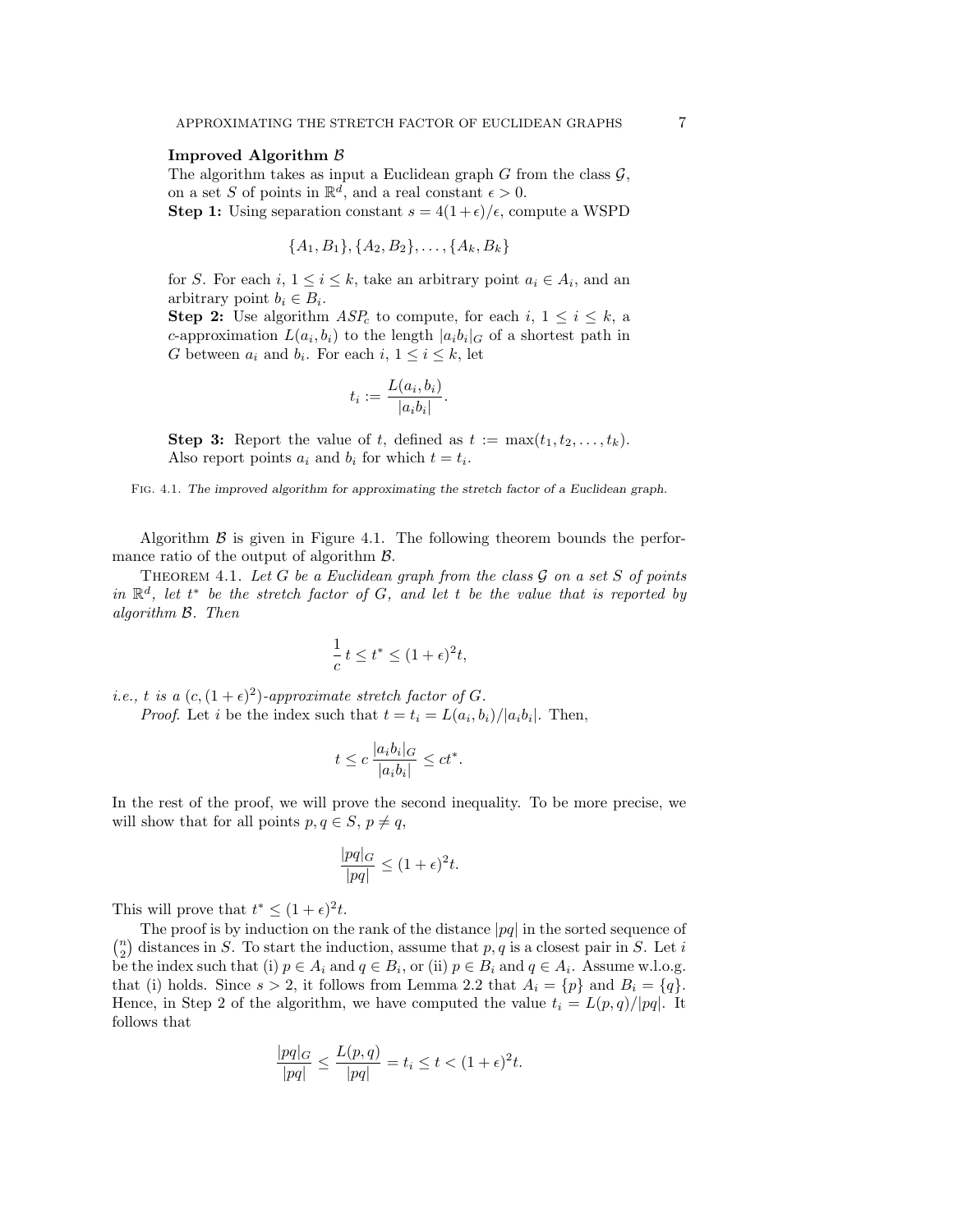**Improved Algorithm $\mathcal{B}$**

The algorithm takes as input a Euclidean graph $G$ from the class $\mathcal{G}$, on a set $S$ of points in $\mathbb{R}^d$, and a real constant $\epsilon > 0$.

**Step 1:** Using separation constant $s = 4(1+\epsilon)/\epsilon$, compute a WSPD

$$\{A_1, B_1\}, \{A_2, B_2\}, \dots, \{A_k, B_k\}$$

for $S$. For each $i$, $1 \le i \le k$, take an arbitrary point $a_i \in A_i$, and an arbitrary point $b_i \in B_i$.

**Step 2:** Use algorithm $ASP_c$ to compute, for each $i$, $1 \le i \le k$, a $c$-approximation $L(a_i, b_i)$ to the length $|a_i b_i|_G$ of a shortest path in $G$ between $a_i$ and $b_i$. For each $i$, $1 \le i \le k$, let

$$t_i := \frac{L(a_i, b_i)}{|a_i b_i|}.$$

**Step 3:** Report the value of $t$, defined as $t := \max(t_1, t_2, \dots, t_k)$. Also report points $a_i$ and $b_i$ for which $t = t_i$.

FIG. 4.1. *The improved algorithm for approximating the stretch factor of a Euclidean graph.*

Algorithm $\mathcal{B}$ is given in Figure 4.1. The following theorem bounds the performance ratio of the output of algorithm $\mathcal{B}$.

THEOREM 4.1. *Let $G$ be a Euclidean graph from the class $\mathcal{G}$ on a set $S$ of points in $\mathbb{R}^d$, let $t^*$ be the stretch factor of $G$, and let $t$ be the value that is reported by algorithm $\mathcal{B}$. Then*

$$\frac{1}{c}\, t \le t^* \le (1+\epsilon)^2 t,$$

*i.e., $t$ is a $(c, (1+\epsilon)^2)$-approximate stretch factor of $G$.*

*Proof.* Let $i$ be the index such that $t = t_i = L(a_i, b_i)/|a_i b_i|$. Then,

$$t \le c\, \frac{|a_i b_i|_G}{|a_i b_i|} \le c t^*.$$

In the rest of the proof, we will prove the second inequality. To be more precise, we will show that for all points $p, q \in S$, $p \ne q$,

$$\frac{|pq|_G}{|pq|} \le (1+\epsilon)^2 t.$$

This will prove that $t^* \le (1+\epsilon)^2 t$.

The proof is by induction on the rank of the distance $|pq|$ in the sorted sequence of $\binom{n}{2}$ distances in $S$. To start the induction, assume that $p, q$ is a closest pair in $S$. Let $i$ be the index such that (i) $p \in A_i$ and $q \in B_i$, or (ii) $p \in B_i$ and $q \in A_i$. Assume w.l.o.g. that (i) holds. Since $s > 2$, it follows from Lemma 2.2 that $A_i = \{p\}$ and $B_i = \{q\}$. Hence, in Step 2 of the algorithm, we have computed the value $t_i = L(p, q)/|pq|$. It follows that

$$\frac{|pq|_G}{|pq|} \le \frac{L(p, q)}{|pq|} = t_i \le t < (1+\epsilon)^2 t.$$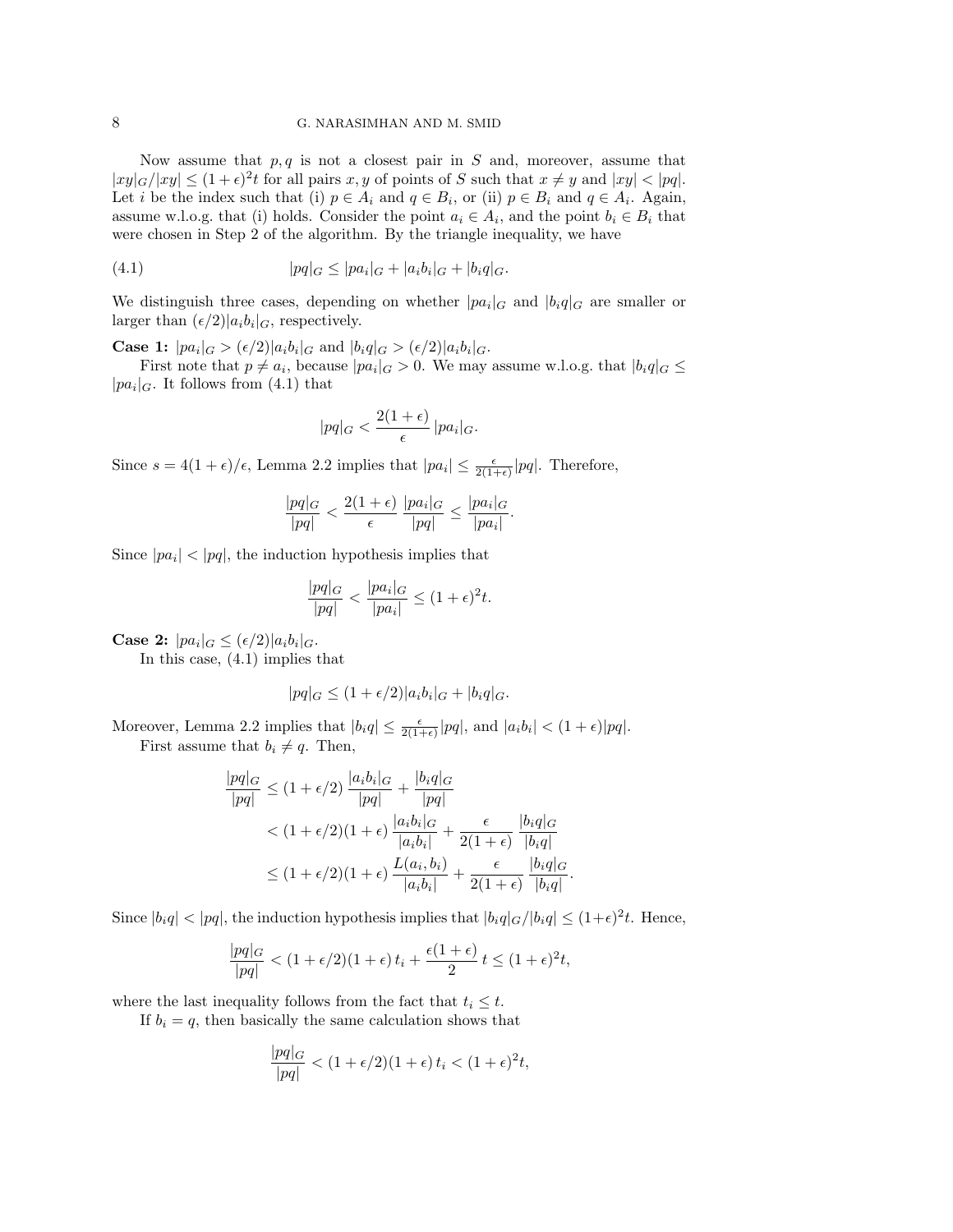Now assume that $p, q$ is not a closest pair in $S$ and, moreover, assume that $|xy|_G/|xy| \leq (1+\epsilon)^2 t$ for all pairs $x, y$ of points of $S$ such that $x \neq y$ and $|xy| < |pq|$. Let $i$ be the index such that (i) $p \in A_i$ and $q \in B_i$, or (ii) $p \in B_i$ and $q \in A_i$. Again, assume w.l.o.g. that (i) holds. Consider the point $a_i \in A_i$, and the point $b_i \in B_i$ that were chosen in Step 2 of the algorithm. By the triangle inequality, we have

$$|pq|_G \leq |pa_i|_G + |a_i b_i|_G + |b_i q|_G. \tag{4.1}$$

We distinguish three cases, depending on whether $|pa_i|_G$ and $|b_i q|_G$ are smaller or larger than $(\epsilon/2)|a_i b_i|_G$, respectively.

**Case 1:** $|pa_i|_G > (\epsilon/2)|a_i b_i|_G$ and $|b_i q|_G > (\epsilon/2)|a_i b_i|_G$.

First note that $p \neq a_i$, because $|pa_i|_G > 0$. We may assume w.l.o.g. that $|b_i q|_G \leq |pa_i|_G$. It follows from (4.1) that

$$|pq|_G < \frac{2(1+\epsilon)}{\epsilon} \, |pa_i|_G.$$

Since $s = 4(1+\epsilon)/\epsilon$, Lemma 2.2 implies that $|pa_i| \leq \frac{\epsilon}{2(1+\epsilon)} |pq|$. Therefore,

$$\frac{|pq|_G}{|pq|} < \frac{2(1+\epsilon)}{\epsilon} \, \frac{|pa_i|_G}{|pq|} \leq \frac{|pa_i|_G}{|pa_i|}.$$

Since $|pa_i| < |pq|$, the induction hypothesis implies that

$$\frac{|pq|_G}{|pq|} < \frac{|pa_i|_G}{|pa_i|} \leq (1+\epsilon)^2 t.$$

**Case 2:** $|pa_i|_G \leq (\epsilon/2)|a_i b_i|_G$.

In this case, (4.1) implies that

$$|pq|_G \leq (1+\epsilon/2)|a_i b_i|_G + |b_i q|_G.$$

Moreover, Lemma 2.2 implies that $|b_i q| \leq \frac{\epsilon}{2(1+\epsilon)} |pq|$, and $|a_i b_i| < (1+\epsilon)|pq|$.

First assume that $b_i \neq q$. Then,

$$\begin{aligned}
\frac{|pq|_G}{|pq|} &\leq (1+\epsilon/2) \, \frac{|a_i b_i|_G}{|pq|} + \frac{|b_i q|_G}{|pq|} \\
&< (1+\epsilon/2)(1+\epsilon) \, \frac{|a_i b_i|_G}{|a_i b_i|} + \frac{\epsilon}{2(1+\epsilon)} \, \frac{|b_i q|_G}{|b_i q|} \\
&\leq (1+\epsilon/2)(1+\epsilon) \, \frac{L(a_i, b_i)}{|a_i b_i|} + \frac{\epsilon}{2(1+\epsilon)} \, \frac{|b_i q|_G}{|b_i q|}.
\end{aligned}$$

Since $|b_i q| < |pq|$, the induction hypothesis implies that $|b_i q|_G/|b_i q| \leq (1+\epsilon)^2 t$. Hence,

$$\frac{|pq|_G}{|pq|} < (1+\epsilon/2)(1+\epsilon) \, t_i + \frac{\epsilon(1+\epsilon)}{2} \, t \leq (1+\epsilon)^2 t,$$

where the last inequality follows from the fact that $t_i \leq t$.

If $b_i = q$, then basically the same calculation shows that

$$\frac{|pq|_G}{|pq|} < (1+\epsilon/2)(1+\epsilon) \, t_i < (1+\epsilon)^2 t,$$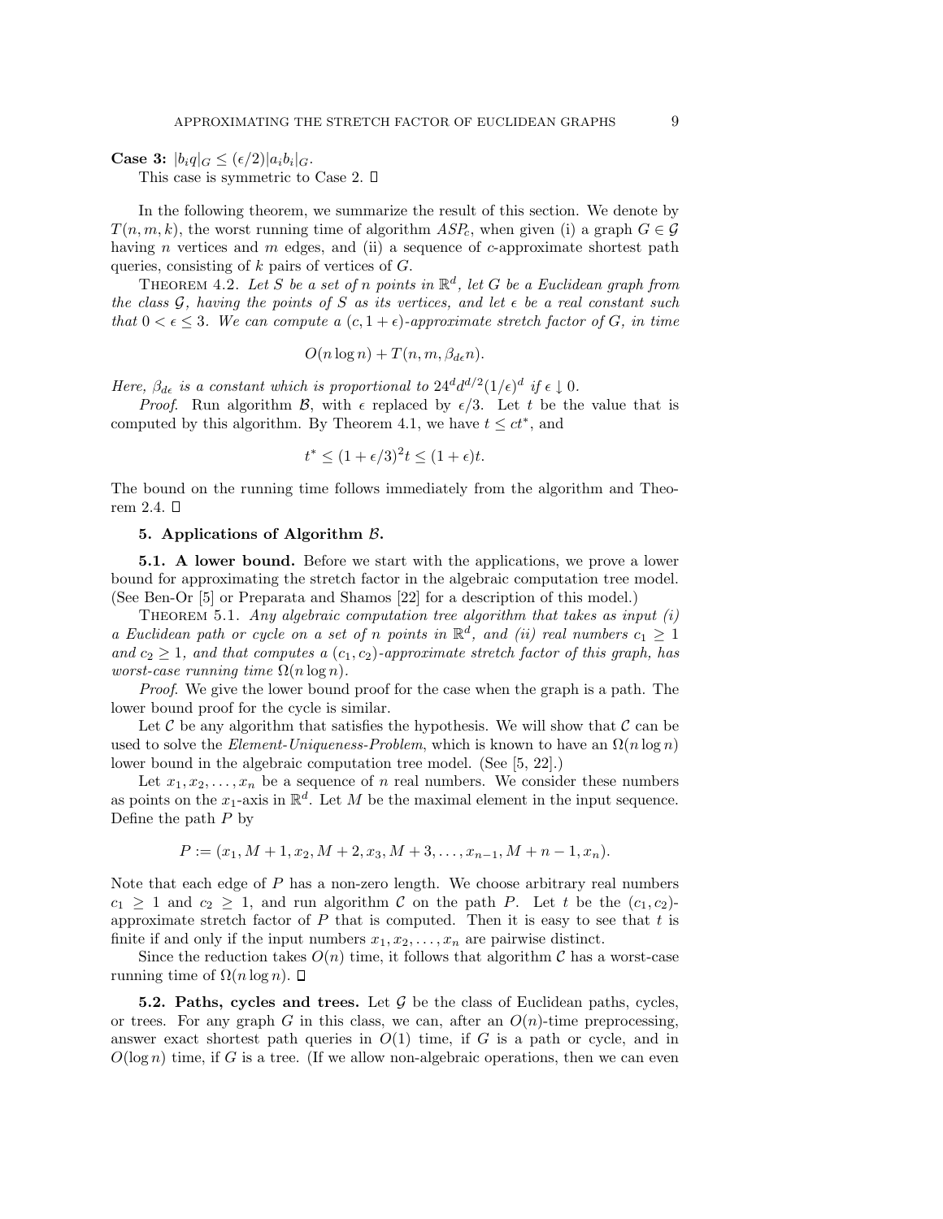**Case 3:** $|b_i q|_G \leq (\epsilon/2)|a_i b_i|_G$.

This case is symmetric to Case 2. □

In the following theorem, we summarize the result of this section. We denote by $T(n, m, k)$, the worst running time of algorithm $ASP_c$, when given (i) a graph $G \in \mathcal{G}$ having $n$ vertices and $m$ edges, and (ii) a sequence of $c$-approximate shortest path queries, consisting of $k$ pairs of vertices of $G$.

THEOREM 4.2. *Let $S$ be a set of $n$ points in $\mathbb{R}^d$, let $G$ be a Euclidean graph from the class $\mathcal{G}$, having the points of $S$ as its vertices, and let $\epsilon$ be a real constant such that $0 < \epsilon \leq 3$. We can compute a $(c, 1+\epsilon)$-approximate stretch factor of $G$, in time*

$$O(n \log n) + T(n, m, \beta_{d\epsilon} n).$$

*Here, $\beta_{d\epsilon}$ is a constant which is proportional to $24^d d^{d/2} (1/\epsilon)^d$ if $\epsilon \downarrow 0$.*

*Proof.* Run algorithm $\mathcal{B}$, with $\epsilon$ replaced by $\epsilon/3$. Let $t$ be the value that is computed by this algorithm. By Theorem 4.1, we have $t \leq ct^*$, and

$$t^* \leq (1+\epsilon/3)^2 t \leq (1+\epsilon)t.$$

The bound on the running time follows immediately from the algorithm and Theorem 2.4. □

## 5. Applications of Algorithm $\mathcal{B}$.

### 5.1. A lower bound.

Before we start with the applications, we prove a lower bound for approximating the stretch factor in the algebraic computation tree model. (See Ben-Or [5] or Preparata and Shamos [22] for a description of this model.)

THEOREM 5.1. *Any algebraic computation tree algorithm that takes as input (i) a Euclidean path or cycle on a set of $n$ points in $\mathbb{R}^d$, and (ii) real numbers $c_1 \geq 1$ and $c_2 \geq 1$, and that computes a $(c_1, c_2)$-approximate stretch factor of this graph, has worst-case running time $\Omega(n \log n)$.*

*Proof.* We give the lower bound proof for the case when the graph is a path. The lower bound proof for the cycle is similar.

Let $\mathcal{C}$ be any algorithm that satisfies the hypothesis. We will show that $\mathcal{C}$ can be used to solve the *Element-Uniqueness-Problem*, which is known to have an $\Omega(n \log n)$ lower bound in the algebraic computation tree model. (See [5, 22].)

Let $x_1, x_2, \ldots, x_n$ be a sequence of $n$ real numbers. We consider these numbers as points on the $x_1$-axis in $\mathbb{R}^d$. Let $M$ be the maximal element in the input sequence. Define the path $P$ by

$$P := (x_1, M+1, x_2, M+2, x_3, M+3, \ldots, x_{n-1}, M+n-1, x_n).$$

Note that each edge of $P$ has a non-zero length. We choose arbitrary real numbers $c_1 \geq 1$ and $c_2 \geq 1$, and run algorithm $\mathcal{C}$ on the path $P$. Let $t$ be the $(c_1, c_2)$-approximate stretch factor of $P$ that is computed. Then it is easy to see that $t$ is finite if and only if the input numbers $x_1, x_2, \ldots, x_n$ are pairwise distinct.

Since the reduction takes $O(n)$ time, it follows that algorithm $\mathcal{C}$ has a worst-case running time of $\Omega(n \log n)$. □

### 5.2. Paths, cycles and trees.

Let $\mathcal{G}$ be the class of Euclidean paths, cycles, or trees. For any graph $G$ in this class, we can, after an $O(n)$-time preprocessing, answer exact shortest path queries in $O(1)$ time, if $G$ is a path or cycle, and in $O(\log n)$ time, if $G$ is a tree. (If we allow non-algebraic operations, then we can even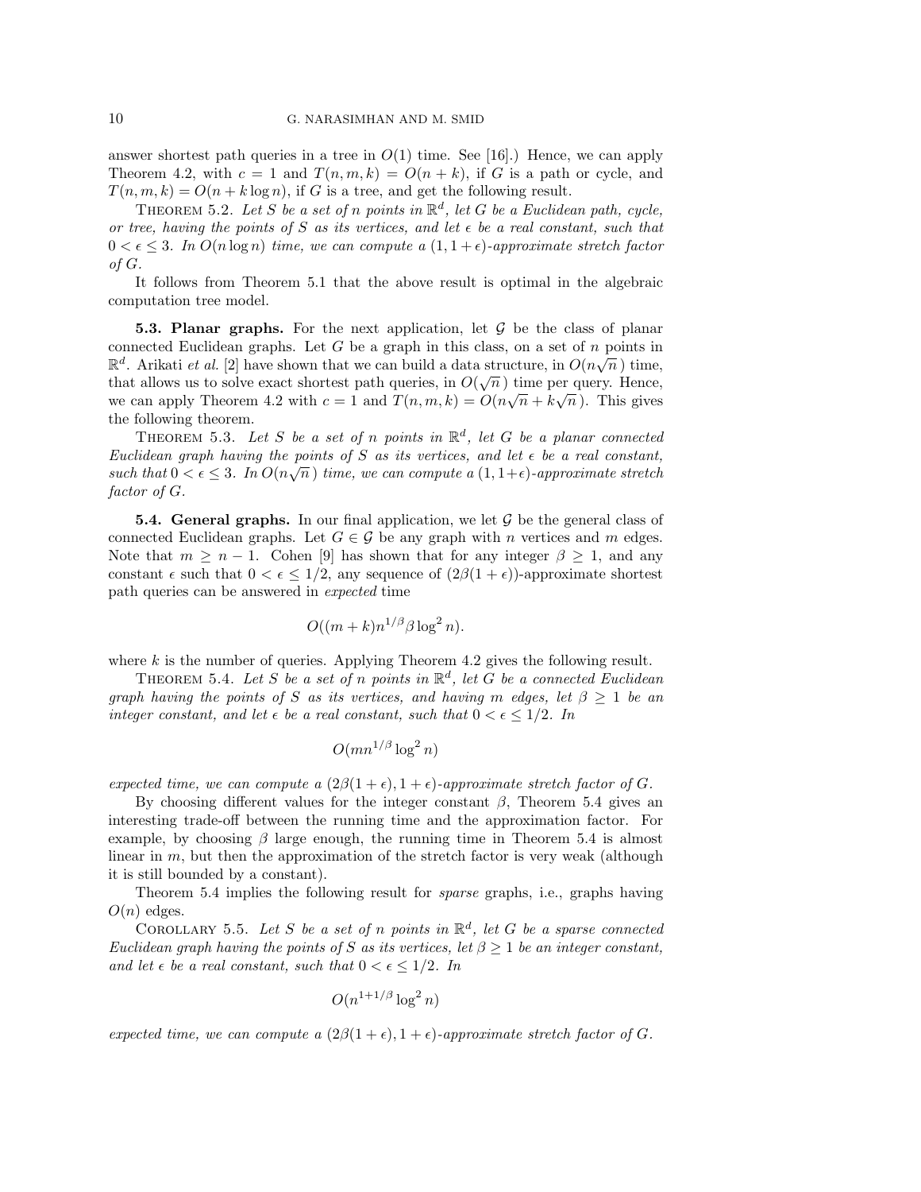answer shortest path queries in a tree in $O(1)$ time. See [16].) Hence, we can apply Theorem 4.2, with $c = 1$ and $T(n, m, k) = O(n + k)$, if $G$ is a path or cycle, and $T(n, m, k) = O(n + k \log n)$, if $G$ is a tree, and get the following result.

THEOREM 5.2. *Let $S$ be a set of $n$ points in $\mathbb{R}^d$, let $G$ be a Euclidean path, cycle, or tree, having the points of $S$ as its vertices, and let $\epsilon$ be a real constant, such that $0 < \epsilon \leq 3$. In $O(n \log n)$ time, we can compute a $(1, 1 + \epsilon)$-approximate stretch factor of $G$.*

It follows from Theorem 5.1 that the above result is optimal in the algebraic computation tree model.

**5.3. Planar graphs.** For the next application, let $\mathcal{G}$ be the class of planar connected Euclidean graphs. Let $G$ be a graph in this class, on a set of $n$ points in $\mathbb{R}^d$. Arikati *et al.* [2] have shown that we can build a data structure, in $O(n\sqrt{n})$ time, that allows us to solve exact shortest path queries, in $O(\sqrt{n})$ time per query. Hence, we can apply Theorem 4.2 with $c = 1$ and $T(n, m, k) = O(n\sqrt{n} + k\sqrt{n})$. This gives the following theorem.

THEOREM 5.3. *Let $S$ be a set of $n$ points in $\mathbb{R}^d$, let $G$ be a planar connected Euclidean graph having the points of $S$ as its vertices, and let $\epsilon$ be a real constant, such that $0 < \epsilon \leq 3$. In $O(n\sqrt{n})$ time, we can compute a $(1, 1+\epsilon)$-approximate stretch factor of $G$.*

**5.4. General graphs.** In our final application, we let $\mathcal{G}$ be the general class of connected Euclidean graphs. Let $G \in \mathcal{G}$ be any graph with $n$ vertices and $m$ edges. Note that $m \geq n - 1$. Cohen [9] has shown that for any integer $\beta \geq 1$, and any constant $\epsilon$ such that $0 < \epsilon \leq 1/2$, any sequence of $(2\beta(1 + \epsilon))$-approximate shortest path queries can be answered in *expected* time

$$O((m + k)n^{1/\beta}\beta \log^2 n).$$

where $k$ is the number of queries. Applying Theorem 4.2 gives the following result.

THEOREM 5.4. *Let $S$ be a set of $n$ points in $\mathbb{R}^d$, let $G$ be a connected Euclidean graph having the points of $S$ as its vertices, and having $m$ edges, let $\beta \geq 1$ be an integer constant, and let $\epsilon$ be a real constant, such that $0 < \epsilon \leq 1/2$. In*

$$O(mn^{1/\beta} \log^2 n)$$

*expected time, we can compute a $(2\beta(1 + \epsilon), 1 + \epsilon)$-approximate stretch factor of $G$.*

By choosing different values for the integer constant $\beta$, Theorem 5.4 gives an interesting trade-off between the running time and the approximation factor. For example, by choosing $\beta$ large enough, the running time in Theorem 5.4 is almost linear in $m$, but then the approximation of the stretch factor is very weak (although it is still bounded by a constant).

Theorem 5.4 implies the following result for *sparse* graphs, i.e., graphs having $O(n)$ edges.

COROLLARY 5.5. *Let $S$ be a set of $n$ points in $\mathbb{R}^d$, let $G$ be a sparse connected Euclidean graph having the points of $S$ as its vertices, let $\beta \geq 1$ be an integer constant, and let $\epsilon$ be a real constant, such that $0 < \epsilon \leq 1/2$. In*

$$O(n^{1+1/\beta} \log^2 n)$$

*expected time, we can compute a $(2\beta(1 + \epsilon), 1 + \epsilon)$-approximate stretch factor of $G$.*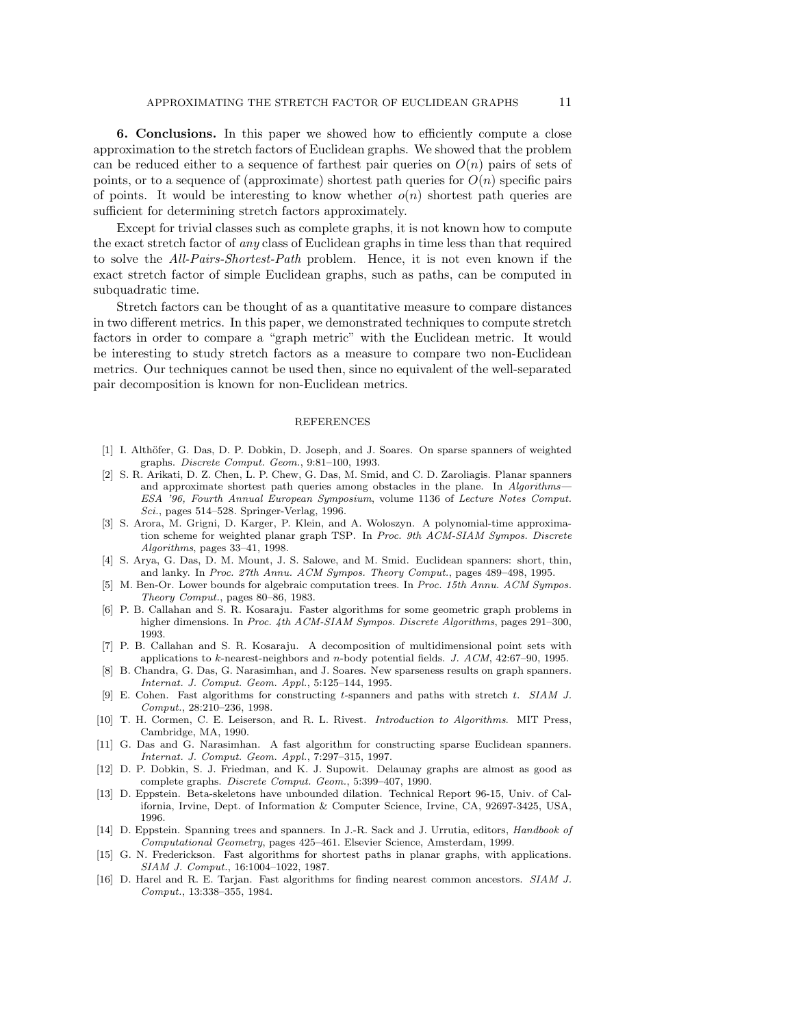**6. Conclusions.** In this paper we showed how to efficiently compute a close approximation to the stretch factors of Euclidean graphs. We showed that the problem can be reduced either to a sequence of farthest pair queries on $O(n)$ pairs of sets of points, or to a sequence of (approximate) shortest path queries for $O(n)$ specific pairs of points. It would be interesting to know whether $o(n)$ shortest path queries are sufficient for determining stretch factors approximately.

Except for trivial classes such as complete graphs, it is not known how to compute the exact stretch factor of *any* class of Euclidean graphs in time less than that required to solve the *All-Pairs-Shortest-Path* problem. Hence, it is not even known if the exact stretch factor of simple Euclidean graphs, such as paths, can be computed in subquadratic time.

Stretch factors can be thought of as a quantitative measure to compare distances in two different metrics. In this paper, we demonstrated techniques to compute stretch factors in order to compare a "graph metric" with the Euclidean metric. It would be interesting to study stretch factors as a measure to compare two non-Euclidean metrics. Our techniques cannot be used then, since no equivalent of the well-separated pair decomposition is known for non-Euclidean metrics.

## REFERENCES

[1] I. Althöfer, G. Das, D. P. Dobkin, D. Joseph, and J. Soares. On sparse spanners of weighted graphs. *Discrete Comput. Geom.*, 9:81–100, 1993.

[2] S. R. Arikati, D. Z. Chen, L. P. Chew, G. Das, M. Smid, and C. D. Zaroliagis. Planar spanners and approximate shortest path queries among obstacles in the plane. In *Algorithms—ESA '96, Fourth Annual European Symposium*, volume 1136 of *Lecture Notes Comput. Sci.*, pages 514–528. Springer-Verlag, 1996.

[3] S. Arora, M. Grigni, D. Karger, P. Klein, and A. Woloszyn. A polynomial-time approximation scheme for weighted planar graph TSP. In *Proc. 9th ACM-SIAM Sympos. Discrete Algorithms*, pages 33–41, 1998.

[4] S. Arya, G. Das, D. M. Mount, J. S. Salowe, and M. Smid. Euclidean spanners: short, thin, and lanky. In *Proc. 27th Annu. ACM Sympos. Theory Comput.*, pages 489–498, 1995.

[5] M. Ben-Or. Lower bounds for algebraic computation trees. In *Proc. 15th Annu. ACM Sympos. Theory Comput.*, pages 80–86, 1983.

[6] P. B. Callahan and S. R. Kosaraju. Faster algorithms for some geometric graph problems in higher dimensions. In *Proc. 4th ACM-SIAM Sympos. Discrete Algorithms*, pages 291–300, 1993.

[7] P. B. Callahan and S. R. Kosaraju. A decomposition of multidimensional point sets with applications to $k$-nearest-neighbors and $n$-body potential fields. *J. ACM*, 42:67–90, 1995.

[8] B. Chandra, G. Das, G. Narasimhan, and J. Soares. New sparseness results on graph spanners. *Internat. J. Comput. Geom. Appl.*, 5:125–144, 1995.

[9] E. Cohen. Fast algorithms for constructing $t$-spanners and paths with stretch $t$. *SIAM J. Comput.*, 28:210–236, 1998.

[10] T. H. Cormen, C. E. Leiserson, and R. L. Rivest. *Introduction to Algorithms*. MIT Press, Cambridge, MA, 1990.

[11] G. Das and G. Narasimhan. A fast algorithm for constructing sparse Euclidean spanners. *Internat. J. Comput. Geom. Appl.*, 7:297–315, 1997.

[12] D. P. Dobkin, S. J. Friedman, and K. J. Supowit. Delaunay graphs are almost as good as complete graphs. *Discrete Comput. Geom.*, 5:399–407, 1990.

[13] D. Eppstein. Beta-skeletons have unbounded dilation. Technical Report 96-15, Univ. of California, Irvine, Dept. of Information & Computer Science, Irvine, CA, 92697-3425, USA, 1996.

[14] D. Eppstein. Spanning trees and spanners. In J.-R. Sack and J. Urrutia, editors, *Handbook of Computational Geometry*, pages 425–461. Elsevier Science, Amsterdam, 1999.

[15] G. N. Frederickson. Fast algorithms for shortest paths in planar graphs, with applications. *SIAM J. Comput.*, 16:1004–1022, 1987.

[16] D. Harel and R. E. Tarjan. Fast algorithms for finding nearest common ancestors. *SIAM J. Comput.*, 13:338–355, 1984.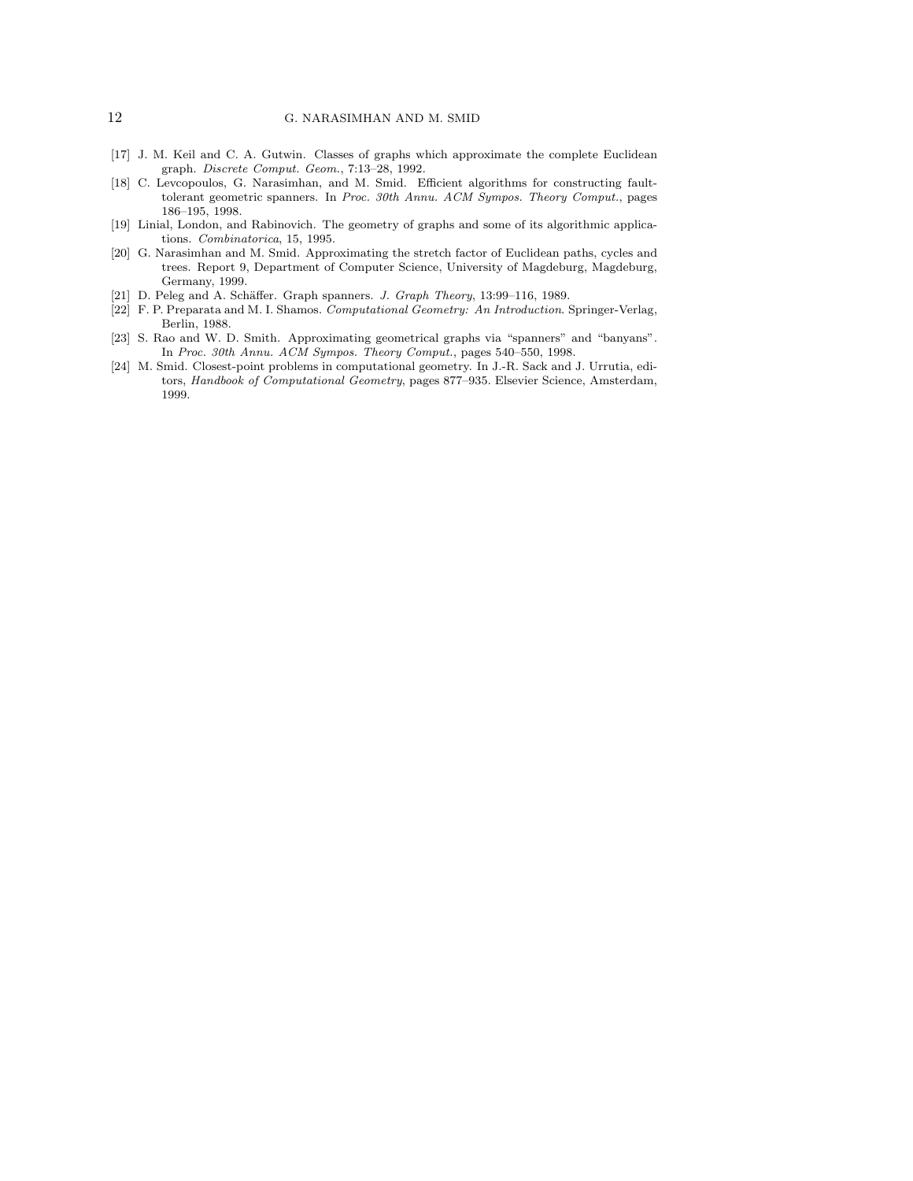[17] J. M. Keil and C. A. Gutwin. Classes of graphs which approximate the complete Euclidean graph. *Discrete Comput. Geom.*, 7:13–28, 1992.

[18] C. Levcopoulos, G. Narasimhan, and M. Smid. Efficient algorithms for constructing fault-tolerant geometric spanners. In *Proc. 30th Annu. ACM Sympos. Theory Comput.*, pages 186–195, 1998.

[19] Linial, London, and Rabinovich. The geometry of graphs and some of its algorithmic applications. *Combinatorica*, 15, 1995.

[20] G. Narasimhan and M. Smid. Approximating the stretch factor of Euclidean paths, cycles and trees. Report 9, Department of Computer Science, University of Magdeburg, Magdeburg, Germany, 1999.

[21] D. Peleg and A. Schäffer. Graph spanners. *J. Graph Theory*, 13:99–116, 1989.

[22] F. P. Preparata and M. I. Shamos. *Computational Geometry: An Introduction*. Springer-Verlag, Berlin, 1988.

[23] S. Rao and W. D. Smith. Approximating geometrical graphs via "spanners" and "banyans". In *Proc. 30th Annu. ACM Sympos. Theory Comput.*, pages 540–550, 1998.

[24] M. Smid. Closest-point problems in computational geometry. In J.-R. Sack and J. Urrutia, editors, *Handbook of Computational Geometry*, pages 877–935. Elsevier Science, Amsterdam, 1999.